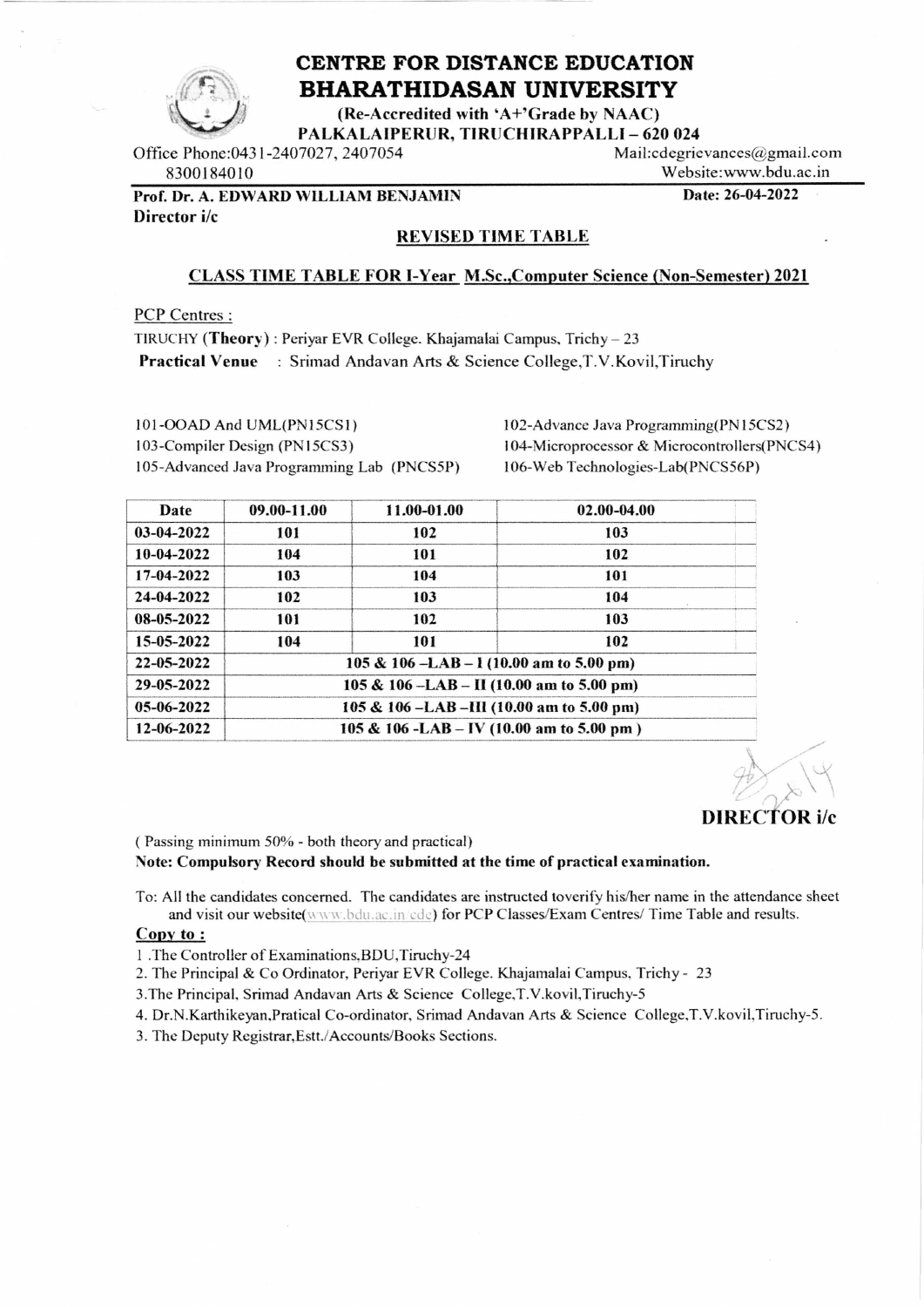# CENTRE FOR DISTANCE EDUCATION
# BHARATHIDASAN UNIVERSITY

**(Re-Accredited with 'A+'Grade by NAAC)**
**PALKALAIPERUR, TIRUCHIRAPPALLI – 620 024**

Office Phone:0431-2407027, 2407054
8300184010

Mail:cdegrievances@gmail.com
Website:www.bdu.ac.in

**Prof. Dr. A. EDWARD WILLIAM BENJAMIN**
**Director i/c**

**Date: 26-04-2022**

## REVISED TIME TABLE

### CLASS TIME TABLE FOR I-Year M.Sc.,Computer Science (Non-Semester) 2021

PCP Centres :

TIRUCHY (**Theory**) : Periyar EVR College. Khajamalai Campus, Trichy – 23

**Practical Venue** : Srimad Andavan Arts & Science College,T.V.Kovil,Tiruchy

101-OOAD And UML(PN15CS1)
102-Advance Java Programming(PN15CS2)
103-Compiler Design (PN15CS3)
104-Microprocessor & Microcontrollers(PNCS4)
105-Advanced Java Programming Lab (PNCS5P)
106-Web Technologies-Lab(PNCS56P)

| Date | 09.00-11.00 | 11.00-01.00 | 02.00-04.00 |
|---|---|---|---|
| 03-04-2022 | 101 | 102 | 103 |
| 10-04-2022 | 104 | 101 | 102 |
| 17-04-2022 | 103 | 104 | 101 |
| 24-04-2022 | 102 | 103 | 104 |
| 08-05-2022 | 101 | 102 | 103 |
| 15-05-2022 | 104 | 101 | 102 |
| 22-05-2022 | 105 & 106 –LAB – I (10.00 am to 5.00 pm) | | |
| 29-05-2022 | 105 & 106 –LAB – II (10.00 am to 5.00 pm) | | |
| 05-06-2022 | 105 & 106 –LAB –III (10.00 am to 5.00 pm) | | |
| 12-06-2022 | 105 & 106 -LAB – IV (10.00 am to 5.00 pm ) | | |

**DIRECTOR i/c**

( Passing minimum 50% - both theory and practical)

**Note: Compulsory Record should be submitted at the time of practical examination.**

To: All the candidates concerned. The candidates are instructed toverify his/her name in the attendance sheet and visit our website(www.bdu.ac.in cde) for PCP Classes/Exam Centres/ Time Table and results.

**Copy to :**

1 .The Controller of Examinations,BDU,Tiruchy-24
2. The Principal & Co Ordinator, Periyar EVR College. Khajamalai Campus, Trichy - 23
3.The Principal, Srimad Andavan Arts & Science College,T.V.kovil,Tiruchy-5
4. Dr.N.Karthikeyan,Pratical Co-ordinator, Srimad Andavan Arts & Science College,T.V.kovil,Tiruchy-5.
3. The Deputy Registrar,Estt./Accounts/Books Sections.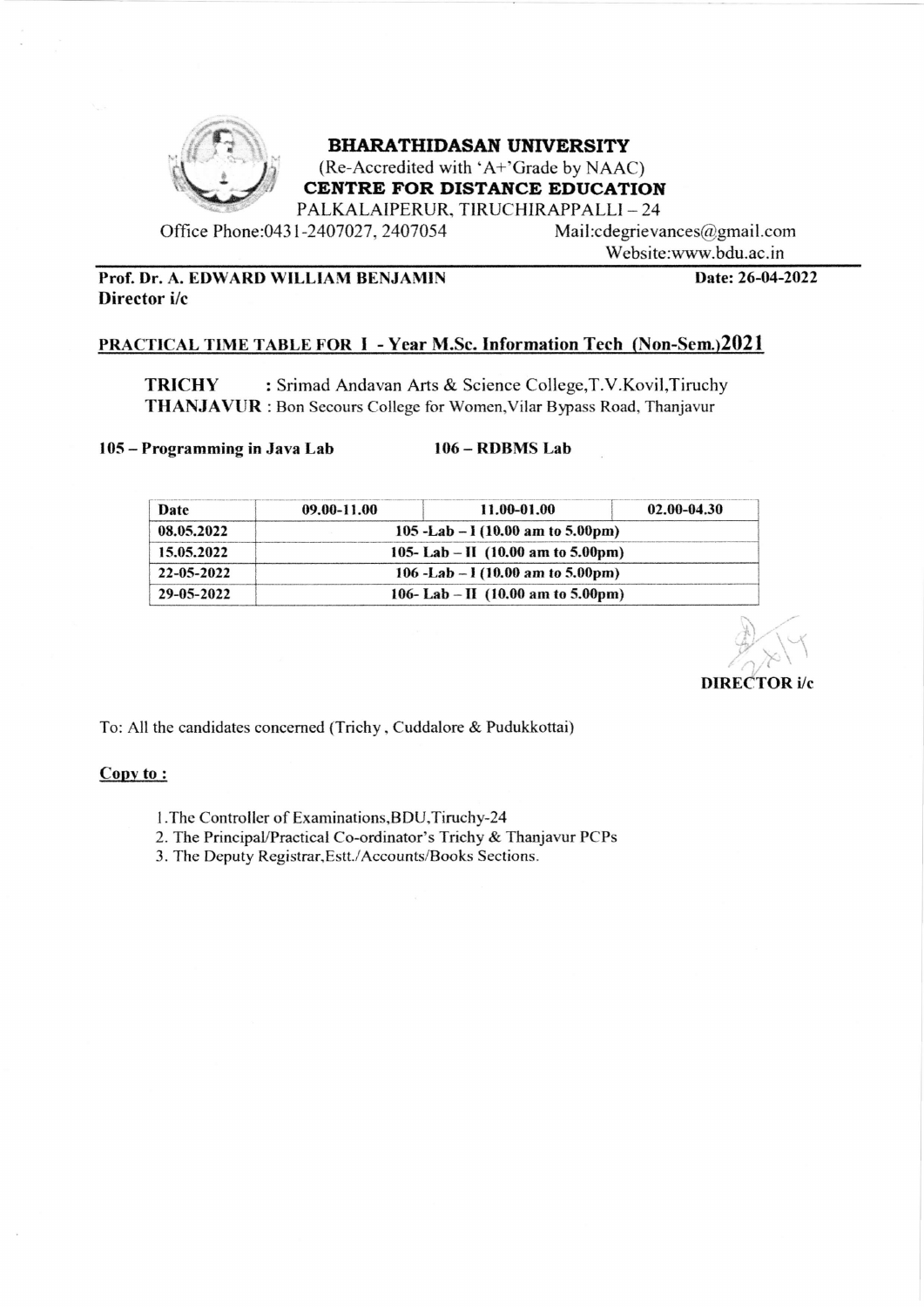# BHARATHIDASAN UNIVERSITY

(Re-Accredited with 'A+'Grade by NAAC)

**CENTRE FOR DISTANCE EDUCATION**

PALKALAIPERUR, TIRUCHIRAPPALLI – 24

Office Phone:0431-2407027, 2407054 Mail:cdegrievances@gmail.com

Website:www.bdu.ac.in

**Prof. Dr. A. EDWARD WILLIAM BENJAMIN**
**Director i/c**

**Date: 26-04-2022**

## PRACTICAL TIME TABLE FOR I - Year M.Sc. Information Tech (Non-Sem.)2021

**TRICHY** : Srimad Andavan Arts & Science College,T.V.Kovil,Tiruchy
**THANJAVUR** : Bon Secours College for Women,Vilar Bypass Road, Thanjavur

**105 – Programming in Java Lab** **106 – RDBMS Lab**

| Date | 09.00-11.00 | 11.00-01.00 | 02.00-04.30 |
|---|---|---|---|
| 08.05.2022 | 105 -Lab – I (10.00 am to 5.00pm) | | |
| 15.05.2022 | 105- Lab – II (10.00 am to 5.00pm) | | |
| 22-05-2022 | 106 -Lab – I (10.00 am to 5.00pm) | | |
| 29-05-2022 | 106- Lab – II (10.00 am to 5.00pm) | | |

**DIRECTOR i/c**

To: All the candidates concerned (Trichy , Cuddalore & Pudukkottai)

**Copy to :**

1. The Controller of Examinations,BDU,Tiruchy-24
2. The Principal/Practical Co-ordinator's Trichy & Thanjavur PCPs
3. The Deputy Registrar,Estt./Accounts/Books Sections.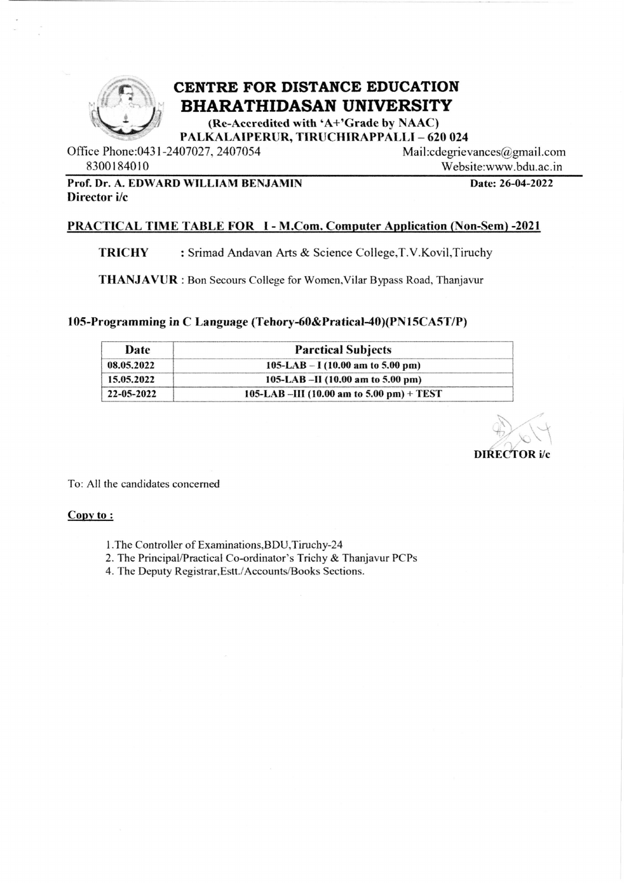# CENTRE FOR DISTANCE EDUCATION
# BHARATHIDASAN UNIVERSITY

**(Re-Accredited with 'A+'Grade by NAAC)**
**PALKALAIPERUR, TIRUCHIRAPPALLI – 620 024**

Office Phone:0431-2407027, 2407054 Mail:cdegrievances@gmail.com
8300184010 Website:www.bdu.ac.in

**Prof. Dr. A. EDWARD WILLIAM BENJAMIN**
**Director i/c**
**Date: 26-04-2022**

## PRACTICAL TIME TABLE FOR I - M.Com. Computer Application (Non-Sem) -2021

**TRICHY** : Srimad Andavan Arts & Science College,T.V.Kovil,Tiruchy

**THANJAVUR** : Bon Secours College for Women,Vilar Bypass Road, Thanjavur

### 105-Programming in C Language (Tehory-60&Pratical-40)(PN15CA5T/P)

| Date | Parctical Subjects |
|---|---|
| 08.05.2022 | 105-LAB – I (10.00 am to 5.00 pm) |
| 15.05.2022 | 105-LAB –II (10.00 am to 5.00 pm) |
| 22-05-2022 | 105-LAB –III (10.00 am to 5.00 pm) + TEST |

**DIRECTOR i/c**

To: All the candidates concerned

**Copy to :**

1. The Controller of Examinations,BDU,Tiruchy-24
2. The Principal/Practical Co-ordinator's Trichy & Thanjavur PCPs
4. The Deputy Registrar,Estt./Accounts/Books Sections.